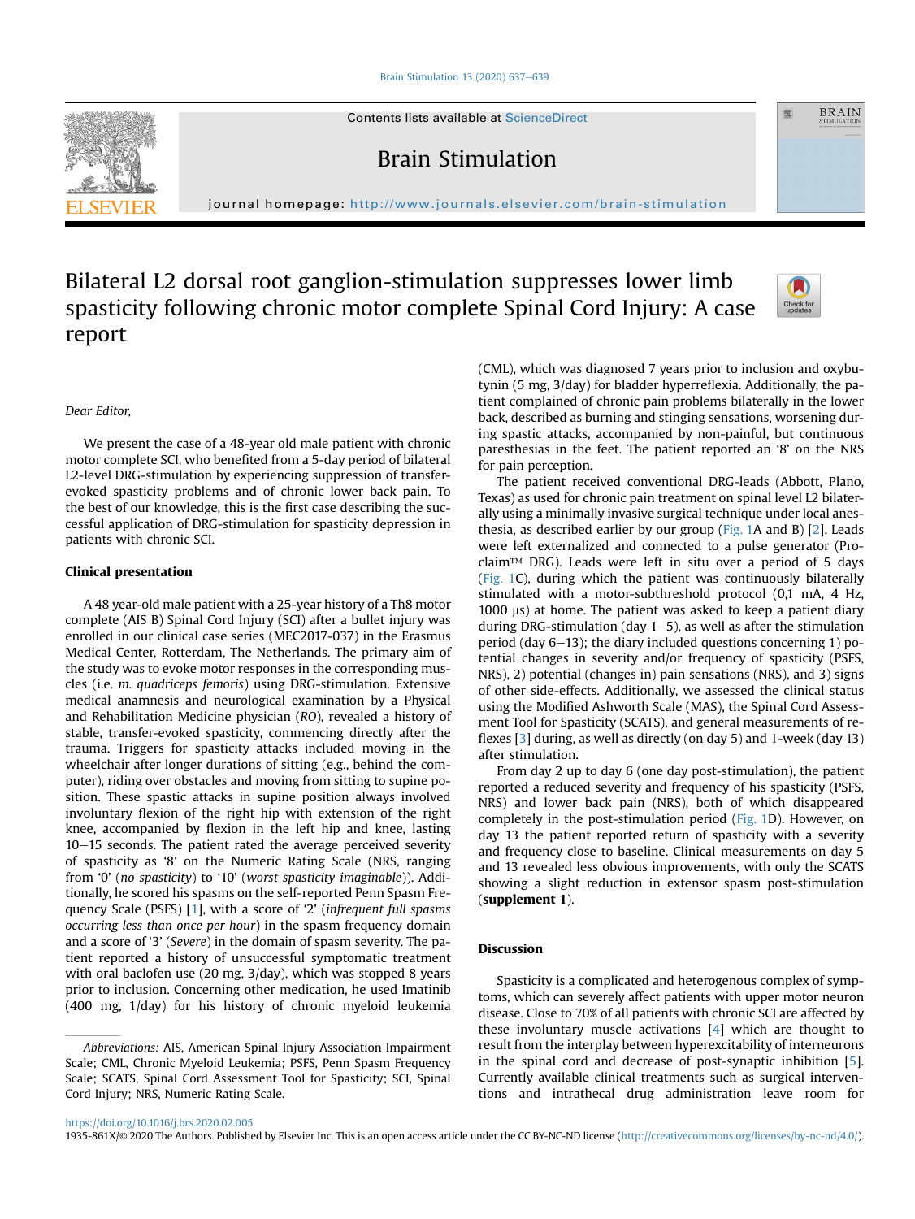# Bilateral L2 dorsal root ganglion-stimulation suppresses lower limb spasticity following chronic motor complete Spinal Cord Injury: A case report

*Dear Editor,*

We present the case of a 48-year old male patient with chronic motor complete SCI, who benefited from a 5-day period of bilateral L2-level DRG-stimulation by experiencing suppression of transfer-evoked spasticity problems and of chronic lower back pain. To the best of our knowledge, this is the first case describing the successful application of DRG-stimulation for spasticity depression in patients with chronic SCI.

## Clinical presentation

A 48 year-old male patient with a 25-year history of a Th8 motor complete (AIS B) Spinal Cord Injury (SCI) after a bullet injury was enrolled in our clinical case series (MEC2017-037) in the Erasmus Medical Center, Rotterdam, The Netherlands. The primary aim of the study was to evoke motor responses in the corresponding muscles (i.e. *m. quadriceps femoris*) using DRG-stimulation. Extensive medical anamnesis and neurological examination by a Physical and Rehabilitation Medicine physician (*RO*), revealed a history of stable, transfer-evoked spasticity, commencing directly after the trauma. Triggers for spasticity attacks included moving in the wheelchair after longer durations of sitting (e.g., behind the computer), riding over obstacles and moving from sitting to supine position. These spastic attacks in supine position always involved involuntary flexion of the right hip with extension of the right knee, accompanied by flexion in the left hip and knee, lasting 10–15 seconds. The patient rated the average perceived severity of spasticity as '8' on the Numeric Rating Scale (NRS, ranging from '0' (*no spasticity*) to '10' (*worst spasticity imaginable*)). Additionally, he scored his spasms on the self-reported Penn Spasm Frequency Scale (PSFS) [1], with a score of '2' (*infrequent full spasms occurring less than once per hour*) in the spasm frequency domain and a score of '3' (*Severe*) in the domain of spasm severity. The patient reported a history of unsuccessful symptomatic treatment with oral baclofen use (20 mg, 3/day), which was stopped 8 years prior to inclusion. Concerning other medication, he used Imatinib (400 mg, 1/day) for his history of chronic myeloid leukemia (CML), which was diagnosed 7 years prior to inclusion and oxybutynin (5 mg, 3/day) for bladder hyperreflexia. Additionally, the patient complained of chronic pain problems bilaterally in the lower back, described as burning and stinging sensations, worsening during spastic attacks, accompanied by non-painful, but continuous paresthesias in the feet. The patient reported an '8' on the NRS for pain perception.

The patient received conventional DRG-leads (Abbott, Plano, Texas) as used for chronic pain treatment on spinal level L2 bilaterally using a minimally invasive surgical technique under local anesthesia, as described earlier by our group (Fig. 1A and B) [2]. Leads were left externalized and connected to a pulse generator (Proclaim™ DRG). Leads were left in situ over a period of 5 days (Fig. 1C), during which the patient was continuously bilaterally stimulated with a motor-subthreshold protocol (0,1 mA, 4 Hz, 1000 μs) at home. The patient was asked to keep a patient diary during DRG-stimulation (day 1–5), as well as after the stimulation period (day 6–13); the diary included questions concerning 1) potential changes in severity and/or frequency of spasticity (PSFS, NRS), 2) potential (changes in) pain sensations (NRS), and 3) signs of other side-effects. Additionally, we assessed the clinical status using the Modified Ashworth Scale (MAS), the Spinal Cord Assessment Tool for Spasticity (SCATS), and general measurements of reflexes [3] during, as well as directly (on day 5) and 1-week (day 13) after stimulation.

From day 2 up to day 6 (one day post-stimulation), the patient reported a reduced severity and frequency of his spasticity (PSFS, NRS) and lower back pain (NRS), both of which disappeared completely in the post-stimulation period (Fig. 1D). However, on day 13 the patient reported return of spasticity with a severity and frequency close to baseline. Clinical measurements on day 5 and 13 revealed less obvious improvements, with only the SCATS showing a slight reduction in extensor spasm post-stimulation (**supplement 1**).

## Discussion

Spasticity is a complicated and heterogenous complex of symptoms, which can severely affect patients with upper motor neuron disease. Close to 70% of all patients with chronic SCI are affected by these involuntary muscle activations [4] which are thought to result from the interplay between hyperexcitability of interneurons in the spinal cord and decrease of post-synaptic inhibition [5]. Currently available clinical treatments such as surgical interventions and intrathecal drug administration leave room for

*Abbreviations:* AIS, American Spinal Injury Association Impairment Scale; CML, Chronic Myeloid Leukemia; PSFS, Penn Spasm Frequency Scale; SCATS, Spinal Cord Assessment Tool for Spasticity; SCI, Spinal Cord Injury; NRS, Numeric Rating Scale.

https://doi.org/10.1016/j.brs.2020.02.005

1935-861X/© 2020 The Authors. Published by Elsevier Inc. This is an open access article under the CC BY-NC-ND license (http://creativecommons.org/licenses/by-nc-nd/4.0/).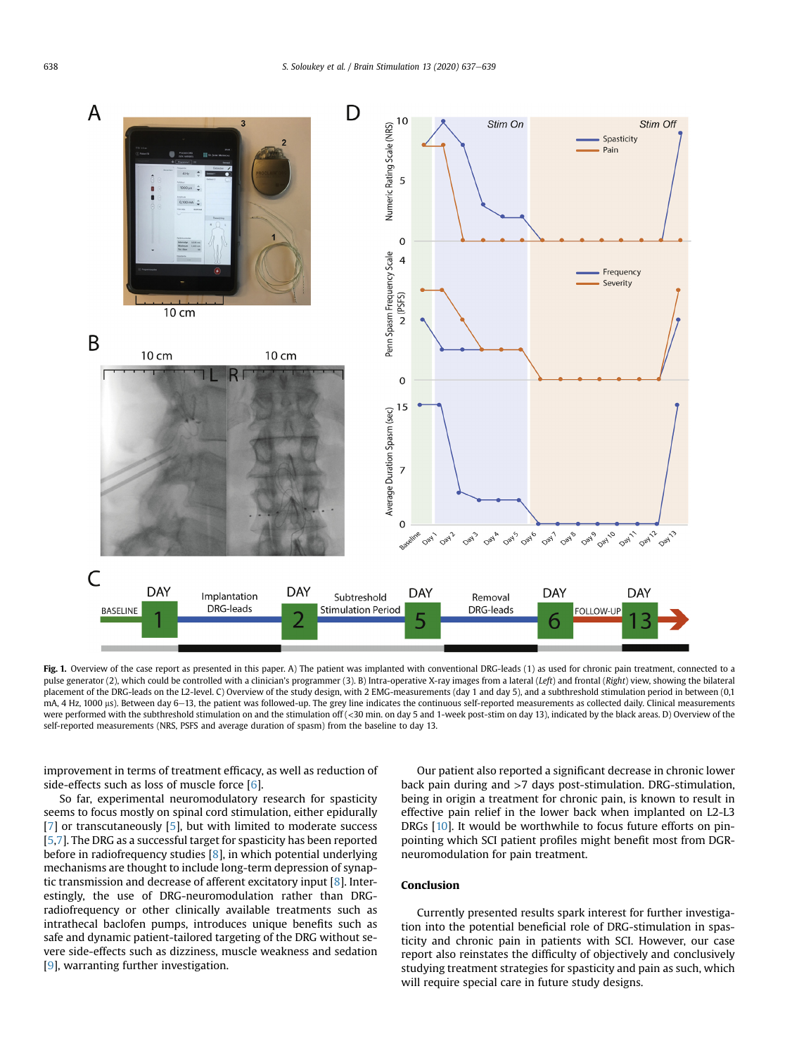**Fig. 1.** Overview of the case report as presented in this paper. A) The patient was implanted with conventional DRG-leads (1) as used for chronic pain treatment, connected to a pulse generator (2), which could be controlled with a clinician's programmer (3). B) Intra-operative X-ray images from a lateral (*Left*) and frontal (*Right*) view, showing the bilateral placement of the DRG-leads on the L2-level. C) Overview of the study design, with 2 EMG-measurements (day 1 and day 5), and a subthreshold stimulation period in between (0,1 mA, 4 Hz, 1000 μs). Between day 6–13, the patient was followed-up. The grey line indicates the continuous self-reported measurements as collected daily. Clinical measurements were performed with the subthreshold stimulation on and the stimulation off (<30 min. on day 5 and 1-week post-stim on day 13), indicated by the black areas. D) Overview of the self-reported measurements (NRS, PSFS and average duration of spasm) from the baseline to day 13.

improvement in terms of treatment efficacy, as well as reduction of side-effects such as loss of muscle force [6].

So far, experimental neuromodulatory research for spasticity seems to focus mostly on spinal cord stimulation, either epidurally [7] or transcutaneously [5], but with limited to moderate success [5,7]. The DRG as a successful target for spasticity has been reported before in radiofrequency studies [8], in which potential underlying mechanisms are thought to include long-term depression of synaptic transmission and decrease of afferent excitatory input [8]. Interestingly, the use of DRG-neuromodulation rather than DRG-radiofrequency or other clinically available treatments such as intrathecal baclofen pumps, introduces unique benefits such as safe and dynamic patient-tailored targeting of the DRG without severe side-effects such as dizziness, muscle weakness and sedation [9], warranting further investigation.

Our patient also reported a significant decrease in chronic lower back pain during and >7 days post-stimulation. DRG-stimulation, being in origin a treatment for chronic pain, is known to result in effective pain relief in the lower back when implanted on L2-L3 DRGs [10]. It would be worthwhile to focus future efforts on pinpointing which SCI patient profiles might benefit most from DGR-neuromodulation for pain treatment.

## Conclusion

Currently presented results spark interest for further investigation into the potential beneficial role of DRG-stimulation in spasticity and chronic pain in patients with SCI. However, our case report also reinstates the difficulty of objectively and conclusively studying treatment strategies for spasticity and pain as such, which will require special care in future study designs.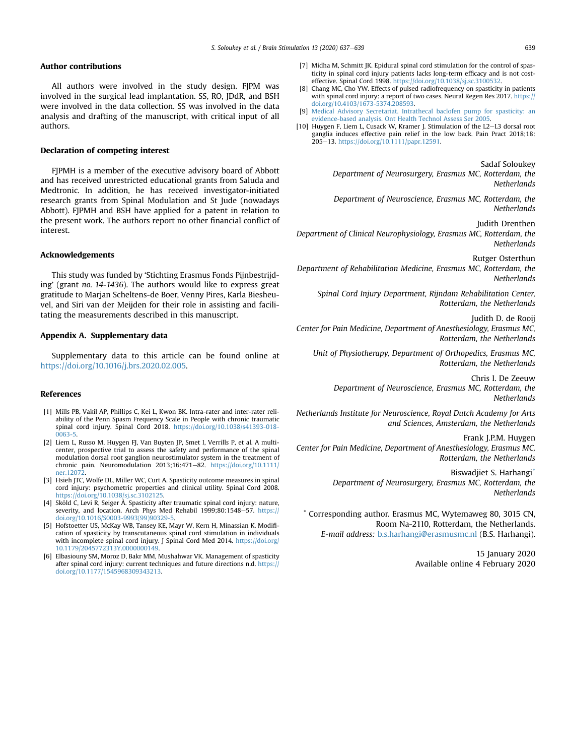## Author contributions

All authors were involved in the study design. FJPM was involved in the surgical lead implantation. SS, RO, JDdR, and BSH were involved in the data collection. SS was involved in the data analysis and drafting of the manuscript, with critical input of all authors.

## Declaration of competing interest

FJPMH is a member of the executive advisory board of Abbott and has received unrestricted educational grants from Saluda and Medtronic. In addition, he has received investigator-initiated research grants from Spinal Modulation and St Jude (nowadays Abbott). FJPMH and BSH have applied for a patent in relation to the present work. The authors report no other financial conflict of interest.

## Acknowledgements

This study was funded by 'Stichting Erasmus Fonds Pijnbestrijding' (grant *no. 14-1436*). The authors would like to express great gratitude to Marjan Scheltens-de Boer, Venny Pires, Karla Biesheuvel, and Siri van der Meijden for their role in assisting and facilitating the measurements described in this manuscript.

## Appendix A. Supplementary data

Supplementary data to this article can be found online at https://doi.org/10.1016/j.brs.2020.02.005.

## References

[1] Mills PB, Vakil AP, Phillips C, Kei L, Kwon BK. Intra-rater and inter-rater reliability of the Penn Spasm Frequency Scale in People with chronic traumatic spinal cord injury. Spinal Cord 2018. https://doi.org/10.1038/s41393-018-0063-5.

[2] Liem L, Russo M, Huygen FJ, Van Buyten JP, Smet I, Verrills P, et al. A multicenter, prospective trial to assess the safety and performance of the spinal modulation dorsal root ganglion neurostimulator system in the treatment of chronic pain. Neuromodulation 2013;16:471–82. https://doi.org/10.1111/ner.12072.

[3] Hsieh JTC, Wolfe DL, Miller WC, Curt A. Spasticity outcome measures in spinal cord injury: psychometric properties and clinical utility. Spinal Cord 2008. https://doi.org/10.1038/sj.sc.3102125.

[4] Sköld C, Levi R, Seiger Å. Spasticity after traumatic spinal cord injury: nature, severity, and location. Arch Phys Med Rehabil 1999;80:1548–57. https://doi.org/10.1016/S0003-9993(99)90329-5.

[5] Hofstoetter US, McKay WB, Tansey KE, Mayr W, Kern H, Minassian K. Modification of spasticity by transcutaneous spinal cord stimulation in individuals with incomplete spinal cord injury. J Spinal Cord Med 2014. https://doi.org/10.1179/2045772313Y.0000000149.

[6] Elbasiouny SM, Moroz D, Bakr MM, Mushahwar VK. Management of spasticity after spinal cord injury: current techniques and future directions n.d. https://doi.org/10.1177/1545968309343213.

[7] Midha M, Schmitt JK. Epidural spinal cord stimulation for the control of spasticity in spinal cord injury patients lacks long-term efficacy and is not cost-effective. Spinal Cord 1998. https://doi.org/10.1038/sj.sc.3100532.

[8] Chang MC, Cho YW. Effects of pulsed radiofrequency on spasticity in patients with spinal cord injury: a report of two cases. Neural Regen Res 2017. https://doi.org/10.4103/1673-5374.208593.

[9] Medical Advisory Secretariat. Intrathecal baclofen pump for spasticity: an evidence-based analysis. Ont Health Technol Assess Ser 2005.

[10] Huygen F, Liem L, Cusack W, Kramer J. Stimulation of the L2–L3 dorsal root ganglia induces effective pain relief in the low back. Pain Pract 2018;18:205–13. https://doi.org/10.1111/papr.12591.

Sadaf Soloukey
*Department of Neurosurgery, Erasmus MC, Rotterdam, the Netherlands*

*Department of Neuroscience, Erasmus MC, Rotterdam, the Netherlands*

Judith Drenthen
*Department of Clinical Neurophysiology, Erasmus MC, Rotterdam, the Netherlands*

Rutger Osterthun
*Department of Rehabilitation Medicine, Erasmus MC, Rotterdam, the Netherlands*

*Spinal Cord Injury Department, Rijndam Rehabilitation Center, Rotterdam, the Netherlands*

Judith D. de Rooij
*Center for Pain Medicine, Department of Anesthesiology, Erasmus MC, Rotterdam, the Netherlands*

*Unit of Physiotherapy, Department of Orthopedics, Erasmus MC, Rotterdam, the Netherlands*

Chris I. De Zeeuw
*Department of Neuroscience, Erasmus MC, Rotterdam, the Netherlands*

*Netherlands Institute for Neuroscience, Royal Dutch Academy for Arts and Sciences, Amsterdam, the Netherlands*

Frank J.P.M. Huygen
*Center for Pain Medicine, Department of Anesthesiology, Erasmus MC, Rotterdam, the Netherlands*

Biswadjiet S. Harhangi*
*Department of Neurosurgery, Erasmus MC, Rotterdam, the Netherlands*

* Corresponding author. Erasmus MC, Wytemaweg 80, 3015 CN, Room Na-2110, Rotterdam, the Netherlands.
*E-mail address:* b.s.harhangi@erasmusmc.nl (B.S. Harhangi).

15 January 2020
Available online 4 February 2020